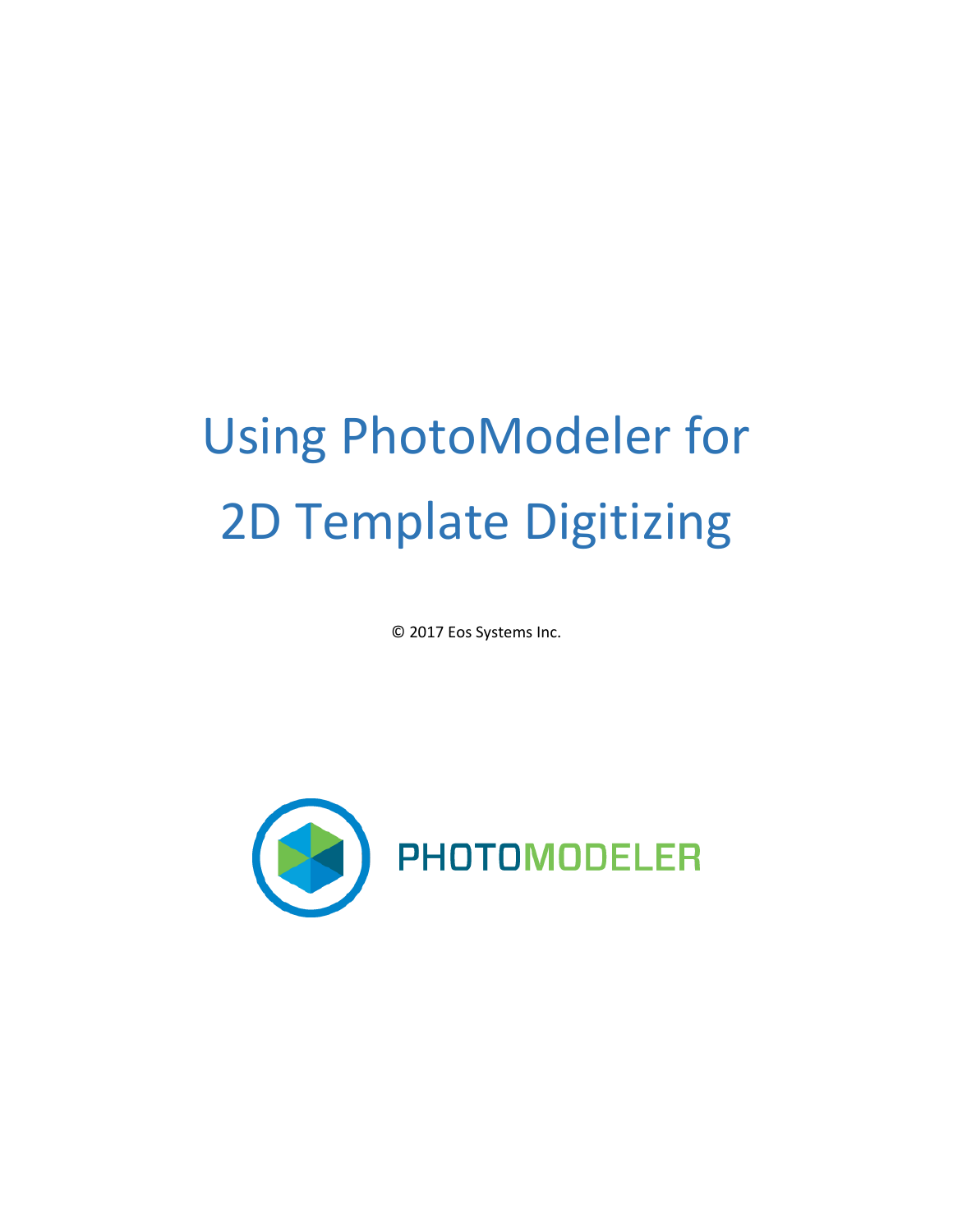# Using PhotoModeler for 2D Template Digitizing

© 2017 Eos Systems Inc.

PHOTOMODELER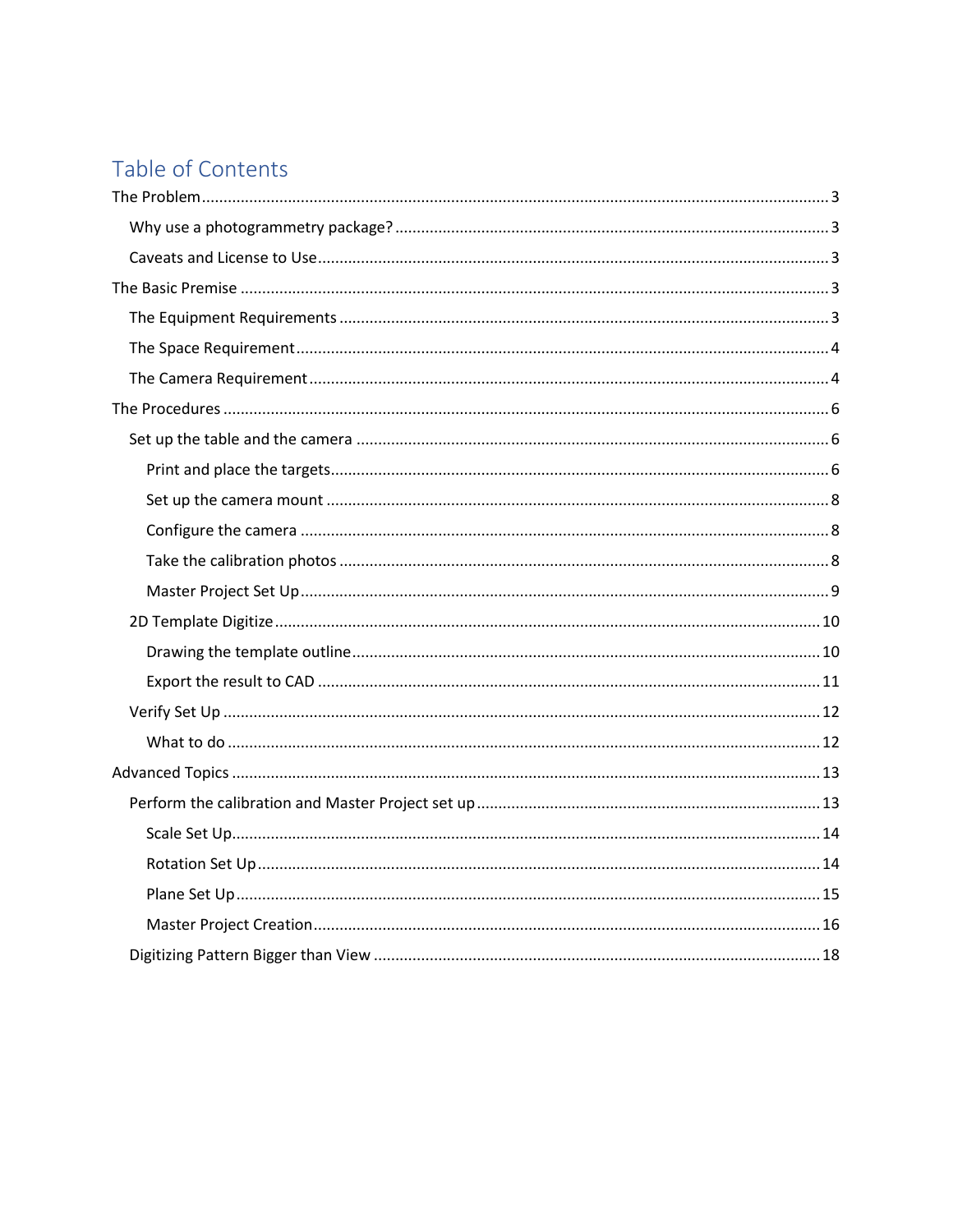# Table of Contents

The Problem ....... 3

- Why use a photogrammetry package? ....... 3
- Caveats and License to Use ....... 3

The Basic Premise ....... 3

- The Equipment Requirements ....... 3
- The Space Requirement ....... 4
- The Camera Requirement ....... 4

The Procedures ....... 6

- Set up the table and the camera ....... 6
  - Print and place the targets ....... 6
  - Set up the camera mount ....... 8
  - Configure the camera ....... 8
  - Take the calibration photos ....... 8
  - Master Project Set Up ....... 9
- 2D Template Digitize ....... 10
  - Drawing the template outline ....... 10
  - Export the result to CAD ....... 11
- Verify Set Up ....... 12
  - What to do ....... 12

Advanced Topics ....... 13

- Perform the calibration and Master Project set up ....... 13
  - Scale Set Up ....... 14
  - Rotation Set Up ....... 14
  - Plane Set Up ....... 15
  - Master Project Creation ....... 16
- Digitizing Pattern Bigger than View ....... 18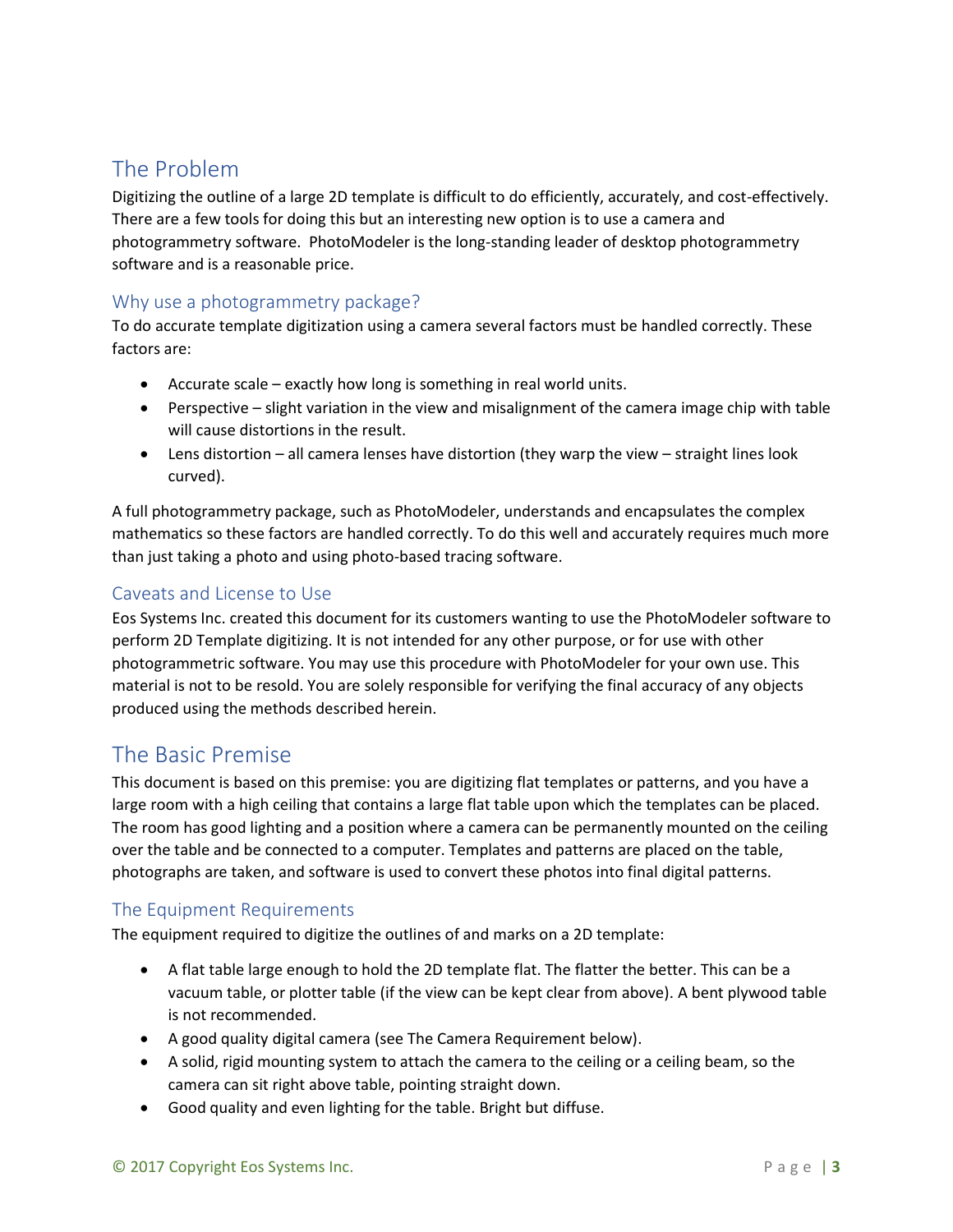# The Problem

Digitizing the outline of a large 2D template is difficult to do efficiently, accurately, and cost-effectively. There are a few tools for doing this but an interesting new option is to use a camera and photogrammetry software. PhotoModeler is the long-standing leader of desktop photogrammetry software and is a reasonable price.

## Why use a photogrammetry package?

To do accurate template digitization using a camera several factors must be handled correctly. These factors are:

- Accurate scale – exactly how long is something in real world units.
- Perspective – slight variation in the view and misalignment of the camera image chip with table will cause distortions in the result.
- Lens distortion – all camera lenses have distortion (they warp the view – straight lines look curved).

A full photogrammetry package, such as PhotoModeler, understands and encapsulates the complex mathematics so these factors are handled correctly. To do this well and accurately requires much more than just taking a photo and using photo-based tracing software.

## Caveats and License to Use

Eos Systems Inc. created this document for its customers wanting to use the PhotoModeler software to perform 2D Template digitizing. It is not intended for any other purpose, or for use with other photogrammetric software. You may use this procedure with PhotoModeler for your own use. This material is not to be resold. You are solely responsible for verifying the final accuracy of any objects produced using the methods described herein.

# The Basic Premise

This document is based on this premise: you are digitizing flat templates or patterns, and you have a large room with a high ceiling that contains a large flat table upon which the templates can be placed. The room has good lighting and a position where a camera can be permanently mounted on the ceiling over the table and be connected to a computer. Templates and patterns are placed on the table, photographs are taken, and software is used to convert these photos into final digital patterns.

## The Equipment Requirements

The equipment required to digitize the outlines of and marks on a 2D template:

- A flat table large enough to hold the 2D template flat. The flatter the better. This can be a vacuum table, or plotter table (if the view can be kept clear from above). A bent plywood table is not recommended.
- A good quality digital camera (see The Camera Requirement below).
- A solid, rigid mounting system to attach the camera to the ceiling or a ceiling beam, so the camera can sit right above table, pointing straight down.
- Good quality and even lighting for the table. Bright but diffuse.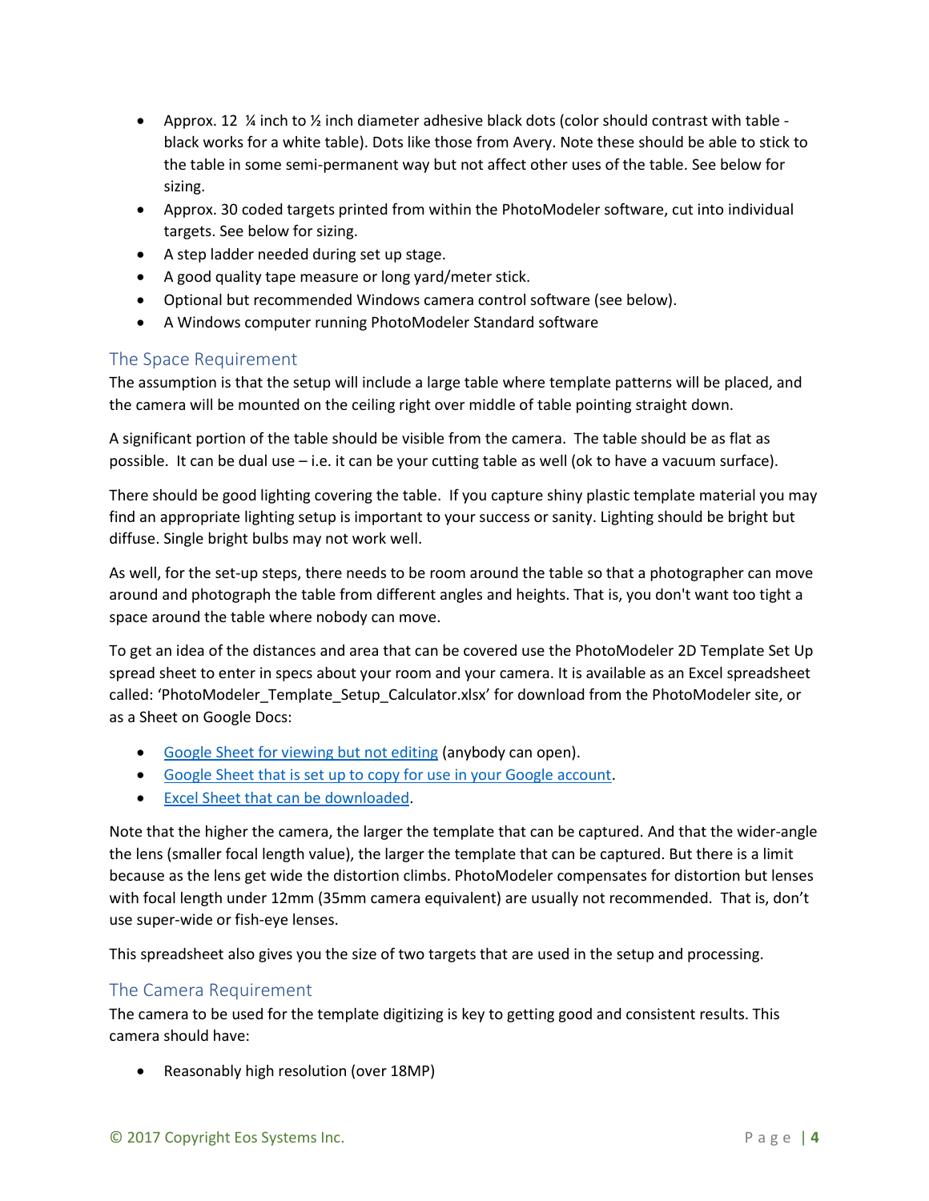- Approx. 12 ¼ inch to ½ inch diameter adhesive black dots (color should contrast with table - black works for a white table). Dots like those from Avery. Note these should be able to stick to the table in some semi-permanent way but not affect other uses of the table. See below for sizing.
- Approx. 30 coded targets printed from within the PhotoModeler software, cut into individual targets. See below for sizing.
- A step ladder needed during set up stage.
- A good quality tape measure or long yard/meter stick.
- Optional but recommended Windows camera control software (see below).
- A Windows computer running PhotoModeler Standard software

## The Space Requirement

The assumption is that the setup will include a large table where template patterns will be placed, and the camera will be mounted on the ceiling right over middle of table pointing straight down.

A significant portion of the table should be visible from the camera. The table should be as flat as possible. It can be dual use – i.e. it can be your cutting table as well (ok to have a vacuum surface).

There should be good lighting covering the table. If you capture shiny plastic template material you may find an appropriate lighting setup is important to your success or sanity. Lighting should be bright but diffuse. Single bright bulbs may not work well.

As well, for the set-up steps, there needs to be room around the table so that a photographer can move around and photograph the table from different angles and heights. That is, you don't want too tight a space around the table where nobody can move.

To get an idea of the distances and area that can be covered use the PhotoModeler 2D Template Set Up spread sheet to enter in specs about your room and your camera. It is available as an Excel spreadsheet called: 'PhotoModeler_Template_Setup_Calculator.xlsx' for download from the PhotoModeler site, or as a Sheet on Google Docs:

- Google Sheet for viewing but not editing (anybody can open).
- Google Sheet that is set up to copy for use in your Google account.
- Excel Sheet that can be downloaded.

Note that the higher the camera, the larger the template that can be captured. And that the wider-angle the lens (smaller focal length value), the larger the template that can be captured. But there is a limit because as the lens get wide the distortion climbs. PhotoModeler compensates for distortion but lenses with focal length under 12mm (35mm camera equivalent) are usually not recommended. That is, don't use super-wide or fish-eye lenses.

This spreadsheet also gives you the size of two targets that are used in the setup and processing.

## The Camera Requirement

The camera to be used for the template digitizing is key to getting good and consistent results. This camera should have:

- Reasonably high resolution (over 18MP)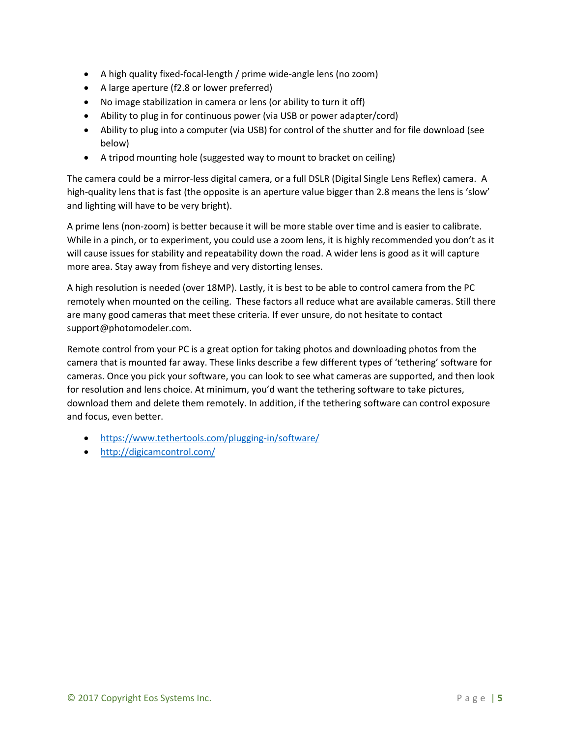- A high quality fixed-focal-length / prime wide-angle lens (no zoom)
- A large aperture (f2.8 or lower preferred)
- No image stabilization in camera or lens (or ability to turn it off)
- Ability to plug in for continuous power (via USB or power adapter/cord)
- Ability to plug into a computer (via USB) for control of the shutter and for file download (see below)
- A tripod mounting hole (suggested way to mount to bracket on ceiling)

The camera could be a mirror-less digital camera, or a full DSLR (Digital Single Lens Reflex) camera. A high-quality lens that is fast (the opposite is an aperture value bigger than 2.8 means the lens is 'slow' and lighting will have to be very bright).

A prime lens (non-zoom) is better because it will be more stable over time and is easier to calibrate. While in a pinch, or to experiment, you could use a zoom lens, it is highly recommended you don't as it will cause issues for stability and repeatability down the road. A wider lens is good as it will capture more area. Stay away from fisheye and very distorting lenses.

A high resolution is needed (over 18MP). Lastly, it is best to be able to control camera from the PC remotely when mounted on the ceiling. These factors all reduce what are available cameras. Still there are many good cameras that meet these criteria. If ever unsure, do not hesitate to contact support@photomodeler.com.

Remote control from your PC is a great option for taking photos and downloading photos from the camera that is mounted far away. These links describe a few different types of 'tethering' software for cameras. Once you pick your software, you can look to see what cameras are supported, and then look for resolution and lens choice. At minimum, you'd want the tethering software to take pictures, download them and delete them remotely. In addition, if the tethering software can control exposure and focus, even better.

- https://www.tethertools.com/plugging-in/software/
- http://digicamcontrol.com/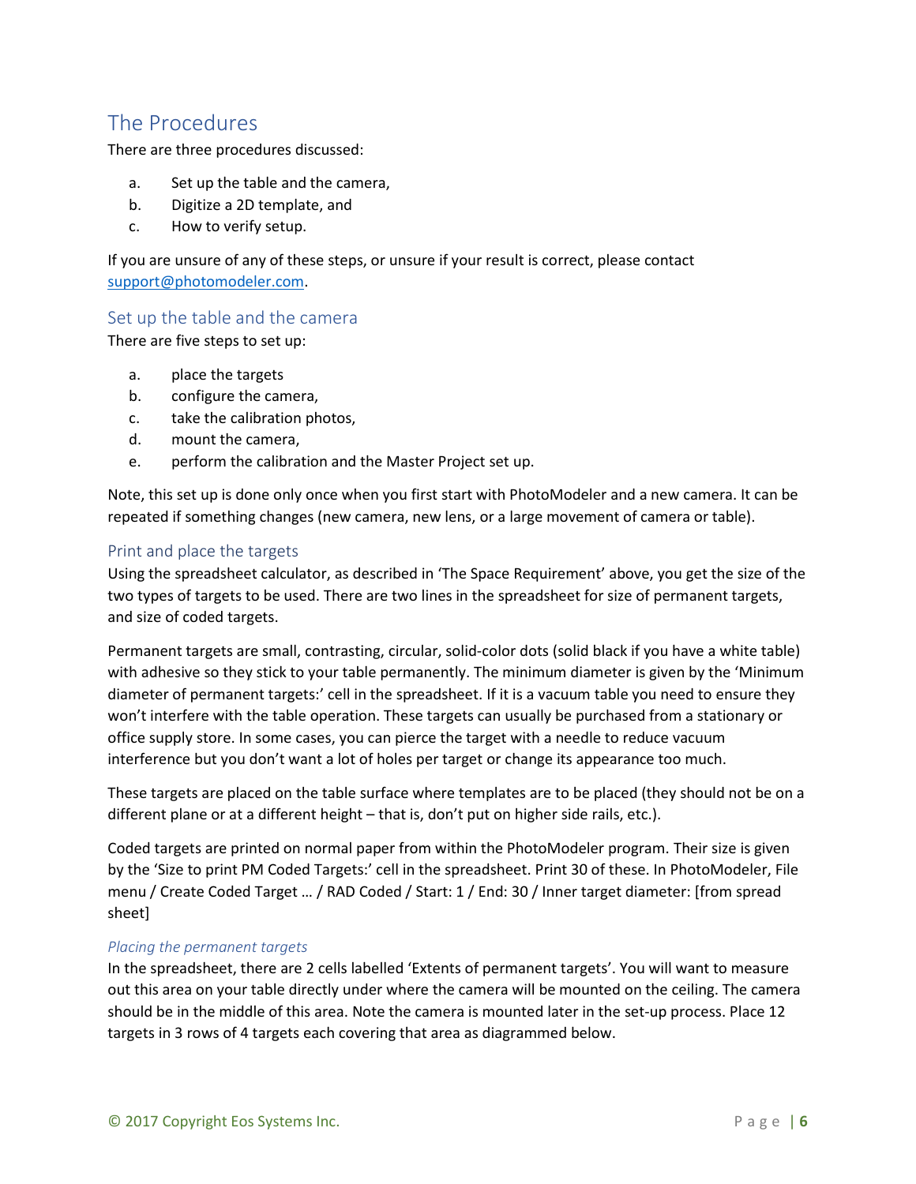# The Procedures

There are three procedures discussed:

a. Set up the table and the camera,
b. Digitize a 2D template, and
c. How to verify setup.

If you are unsure of any of these steps, or unsure if your result is correct, please contact support@photomodeler.com.

## Set up the table and the camera

There are five steps to set up:

a. place the targets
b. configure the camera,
c. take the calibration photos,
d. mount the camera,
e. perform the calibration and the Master Project set up.

Note, this set up is done only once when you first start with PhotoModeler and a new camera. It can be repeated if something changes (new camera, new lens, or a large movement of camera or table).

### Print and place the targets

Using the spreadsheet calculator, as described in 'The Space Requirement' above, you get the size of the two types of targets to be used. There are two lines in the spreadsheet for size of permanent targets, and size of coded targets.

Permanent targets are small, contrasting, circular, solid-color dots (solid black if you have a white table) with adhesive so they stick to your table permanently. The minimum diameter is given by the 'Minimum diameter of permanent targets:' cell in the spreadsheet. If it is a vacuum table you need to ensure they won't interfere with the table operation. These targets can usually be purchased from a stationary or office supply store. In some cases, you can pierce the target with a needle to reduce vacuum interference but you don't want a lot of holes per target or change its appearance too much.

These targets are placed on the table surface where templates are to be placed (they should not be on a different plane or at a different height – that is, don't put on higher side rails, etc.).

Coded targets are printed on normal paper from within the PhotoModeler program. Their size is given by the 'Size to print PM Coded Targets:' cell in the spreadsheet. Print 30 of these. In PhotoModeler, File menu / Create Coded Target … / RAD Coded / Start: 1 / End: 30 / Inner target diameter: [from spread sheet]

#### *Placing the permanent targets*

In the spreadsheet, there are 2 cells labelled 'Extents of permanent targets'. You will want to measure out this area on your table directly under where the camera will be mounted on the ceiling. The camera should be in the middle of this area. Note the camera is mounted later in the set-up process. Place 12 targets in 3 rows of 4 targets each covering that area as diagrammed below.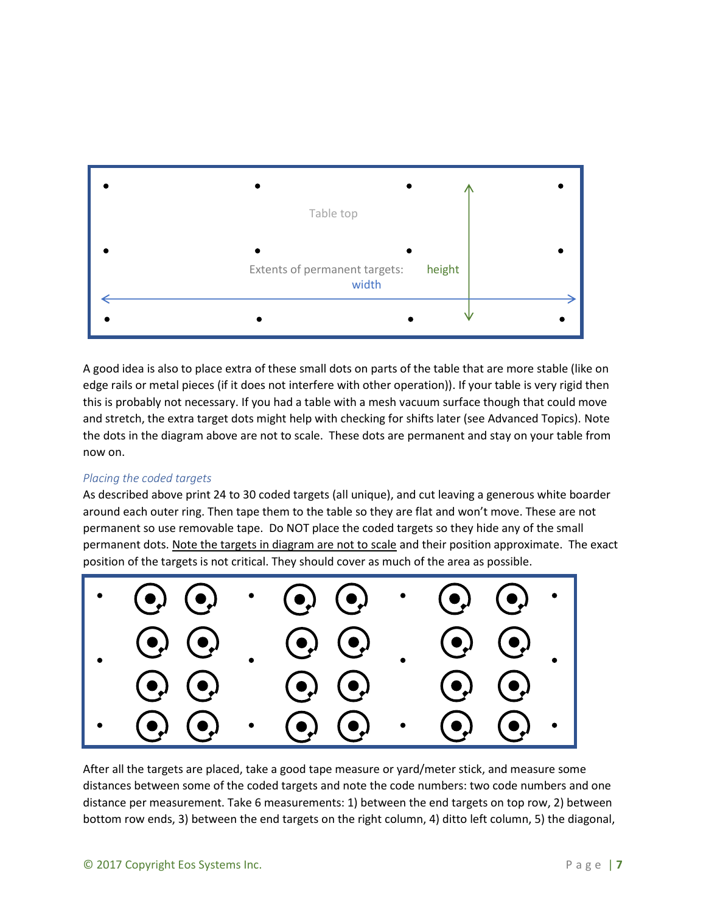A good idea is also to place extra of these small dots on parts of the table that are more stable (like on edge rails or metal pieces (if it does not interfere with other operation)). If your table is very rigid then this is probably not necessary. If you had a table with a mesh vacuum surface though that could move and stretch, the extra target dots might help with checking for shifts later (see Advanced Topics). Note the dots in the diagram above are not to scale. These dots are permanent and stay on your table from now on.

### *Placing the coded targets*

As described above print 24 to 30 coded targets (all unique), and cut leaving a generous white boarder around each outer ring. Then tape them to the table so they are flat and won't move. These are not permanent so use removable tape. Do NOT place the coded targets so they hide any of the small permanent dots. Note the targets in diagram are not to scale and their position approximate. The exact position of the targets is not critical. They should cover as much of the area as possible.

After all the targets are placed, take a good tape measure or yard/meter stick, and measure some distances between some of the coded targets and note the code numbers: two code numbers and one distance per measurement. Take 6 measurements: 1) between the end targets on top row, 2) between bottom row ends, 3) between the end targets on the right column, 4) ditto left column, 5) the diagonal,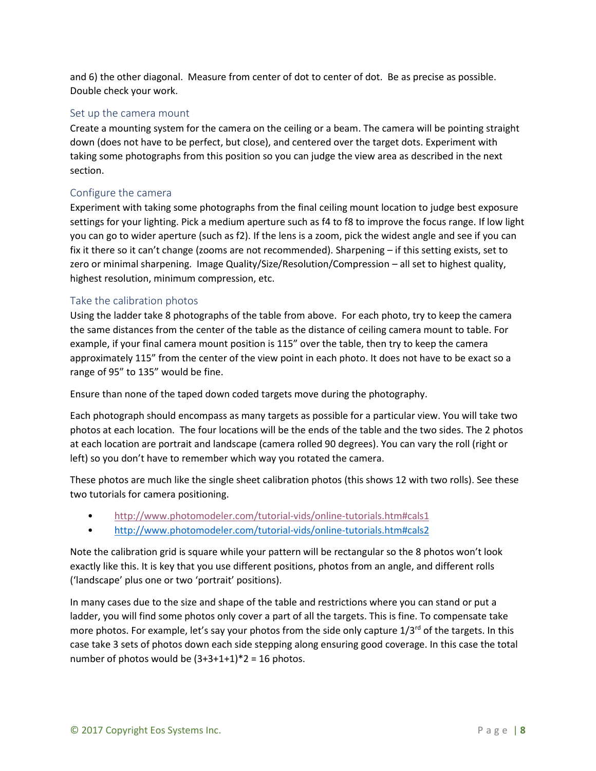and 6) the other diagonal. Measure from center of dot to center of dot. Be as precise as possible. Double check your work.

## Set up the camera mount

Create a mounting system for the camera on the ceiling or a beam. The camera will be pointing straight down (does not have to be perfect, but close), and centered over the target dots. Experiment with taking some photographs from this position so you can judge the view area as described in the next section.

## Configure the camera

Experiment with taking some photographs from the final ceiling mount location to judge best exposure settings for your lighting. Pick a medium aperture such as f4 to f8 to improve the focus range. If low light you can go to wider aperture (such as f2). If the lens is a zoom, pick the widest angle and see if you can fix it there so it can't change (zooms are not recommended). Sharpening – if this setting exists, set to zero or minimal sharpening. Image Quality/Size/Resolution/Compression – all set to highest quality, highest resolution, minimum compression, etc.

## Take the calibration photos

Using the ladder take 8 photographs of the table from above. For each photo, try to keep the camera the same distances from the center of the table as the distance of ceiling camera mount to table. For example, if your final camera mount position is 115" over the table, then try to keep the camera approximately 115" from the center of the view point in each photo. It does not have to be exact so a range of 95" to 135" would be fine.

Ensure than none of the taped down coded targets move during the photography.

Each photograph should encompass as many targets as possible for a particular view. You will take two photos at each location. The four locations will be the ends of the table and the two sides. The 2 photos at each location are portrait and landscape (camera rolled 90 degrees). You can vary the roll (right or left) so you don't have to remember which way you rotated the camera.

These photos are much like the single sheet calibration photos (this shows 12 with two rolls). See these two tutorials for camera positioning.

- http://www.photomodeler.com/tutorial-vids/online-tutorials.htm#cals1
- http://www.photomodeler.com/tutorial-vids/online-tutorials.htm#cals2

Note the calibration grid is square while your pattern will be rectangular so the 8 photos won't look exactly like this. It is key that you use different positions, photos from an angle, and different rolls ('landscape' plus one or two 'portrait' positions).

In many cases due to the size and shape of the table and restrictions where you can stand or put a ladder, you will find some photos only cover a part of all the targets. This is fine. To compensate take more photos. For example, let's say your photos from the side only capture 1/3rd of the targets. In this case take 3 sets of photos down each side stepping along ensuring good coverage. In this case the total number of photos would be (3+3+1+1)*2 = 16 photos.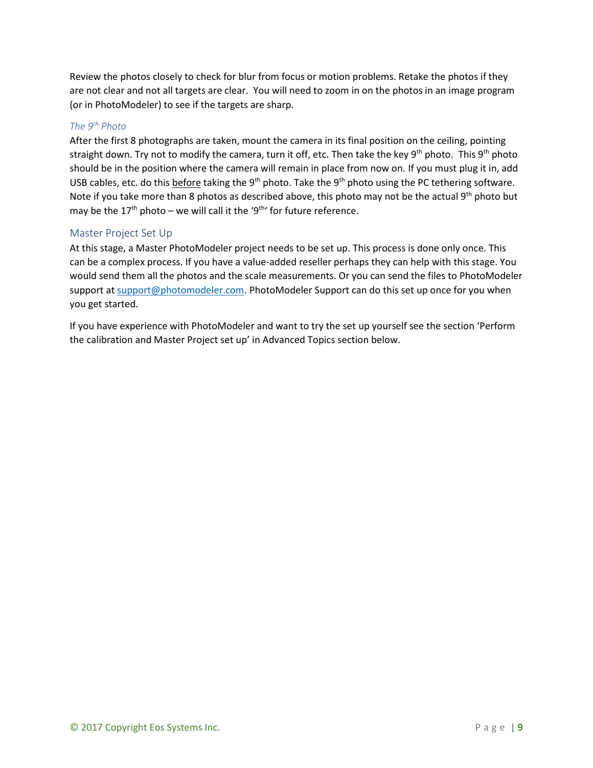Review the photos closely to check for blur from focus or motion problems. Retake the photos if they are not clear and not all targets are clear. You will need to zoom in on the photos in an image program (or in PhotoModeler) to see if the targets are sharp.

### *The 9th Photo*

After the first 8 photographs are taken, mount the camera in its final position on the ceiling, pointing straight down. Try not to modify the camera, turn it off, etc. Then take the key 9th photo. This 9th photo should be in the position where the camera will remain in place from now on. If you must plug it in, add USB cables, etc. do this <u>before</u> taking the 9th photo. Take the 9th photo using the PC tethering software. Note if you take more than 8 photos as described above, this photo may not be the actual 9th photo but may be the 17th photo – we will call it the '9th' for future reference.

## Master Project Set Up

At this stage, a Master PhotoModeler project needs to be set up. This process is done only once. This can be a complex process. If you have a value-added reseller perhaps they can help with this stage. You would send them all the photos and the scale measurements. Or you can send the files to PhotoModeler support at [support@photomodeler.com](mailto:support@photomodeler.com). PhotoModeler Support can do this set up once for you when you get started.

If you have experience with PhotoModeler and want to try the set up yourself see the section 'Perform the calibration and Master Project set up' in Advanced Topics section below.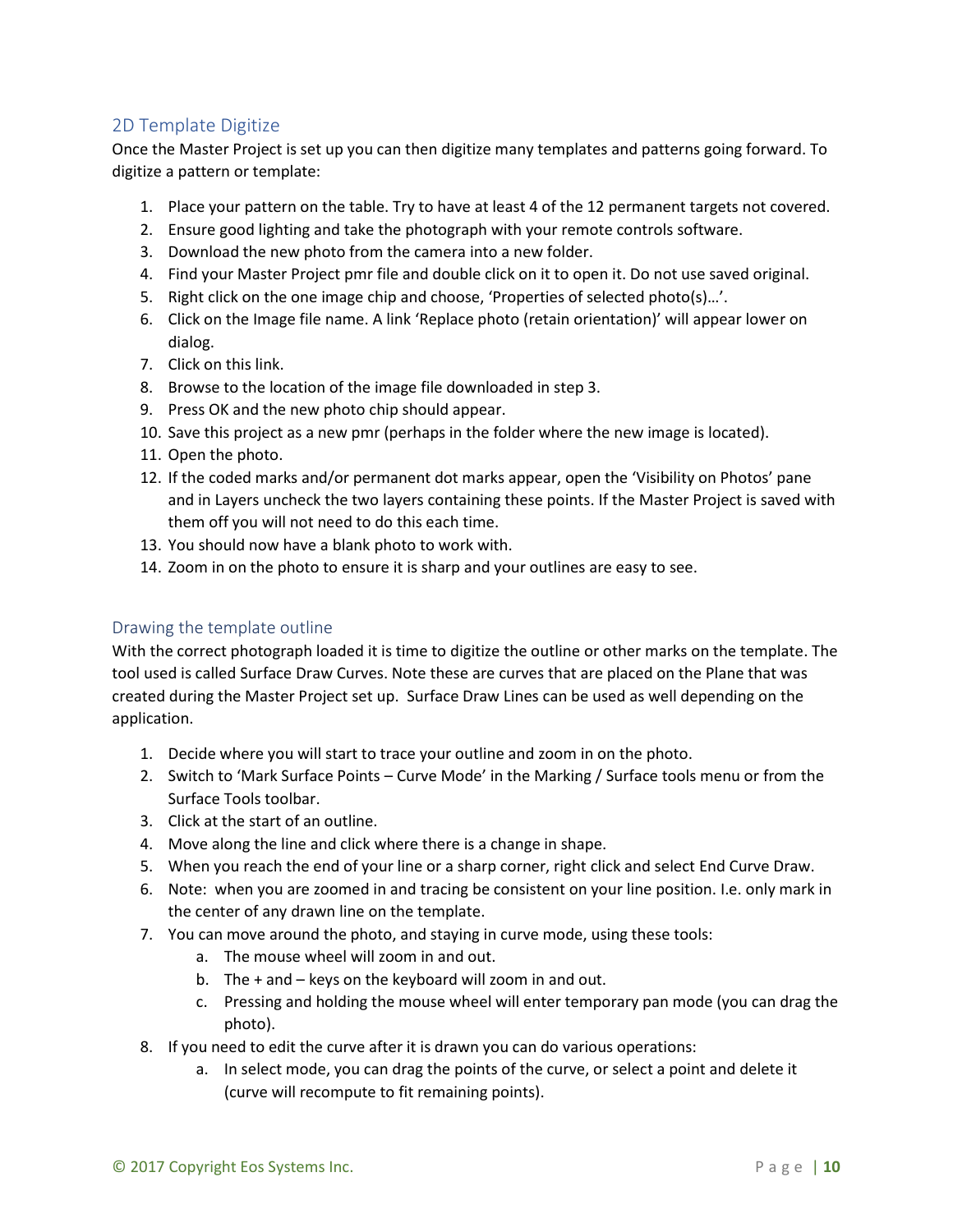## 2D Template Digitize

Once the Master Project is set up you can then digitize many templates and patterns going forward. To digitize a pattern or template:

1. Place your pattern on the table. Try to have at least 4 of the 12 permanent targets not covered.
2. Ensure good lighting and take the photograph with your remote controls software.
3. Download the new photo from the camera into a new folder.
4. Find your Master Project pmr file and double click on it to open it. Do not use saved original.
5. Right click on the one image chip and choose, 'Properties of selected photo(s)…'.
6. Click on the Image file name. A link 'Replace photo (retain orientation)' will appear lower on dialog.
7. Click on this link.
8. Browse to the location of the image file downloaded in step 3.
9. Press OK and the new photo chip should appear.
10. Save this project as a new pmr (perhaps in the folder where the new image is located).
11. Open the photo.
12. If the coded marks and/or permanent dot marks appear, open the 'Visibility on Photos' pane and in Layers uncheck the two layers containing these points. If the Master Project is saved with them off you will not need to do this each time.
13. You should now have a blank photo to work with.
14. Zoom in on the photo to ensure it is sharp and your outlines are easy to see.

### Drawing the template outline

With the correct photograph loaded it is time to digitize the outline or other marks on the template. The tool used is called Surface Draw Curves. Note these are curves that are placed on the Plane that was created during the Master Project set up. Surface Draw Lines can be used as well depending on the application.

1. Decide where you will start to trace your outline and zoom in on the photo.
2. Switch to 'Mark Surface Points – Curve Mode' in the Marking / Surface tools menu or from the Surface Tools toolbar.
3. Click at the start of an outline.
4. Move along the line and click where there is a change in shape.
5. When you reach the end of your line or a sharp corner, right click and select End Curve Draw.
6. Note: when you are zoomed in and tracing be consistent on your line position. I.e. only mark in the center of any drawn line on the template.
7. You can move around the photo, and staying in curve mode, using these tools:
   a. The mouse wheel will zoom in and out.
   b. The + and – keys on the keyboard will zoom in and out.
   c. Pressing and holding the mouse wheel will enter temporary pan mode (you can drag the photo).
8. If you need to edit the curve after it is drawn you can do various operations:
   a. In select mode, you can drag the points of the curve, or select a point and delete it (curve will recompute to fit remaining points).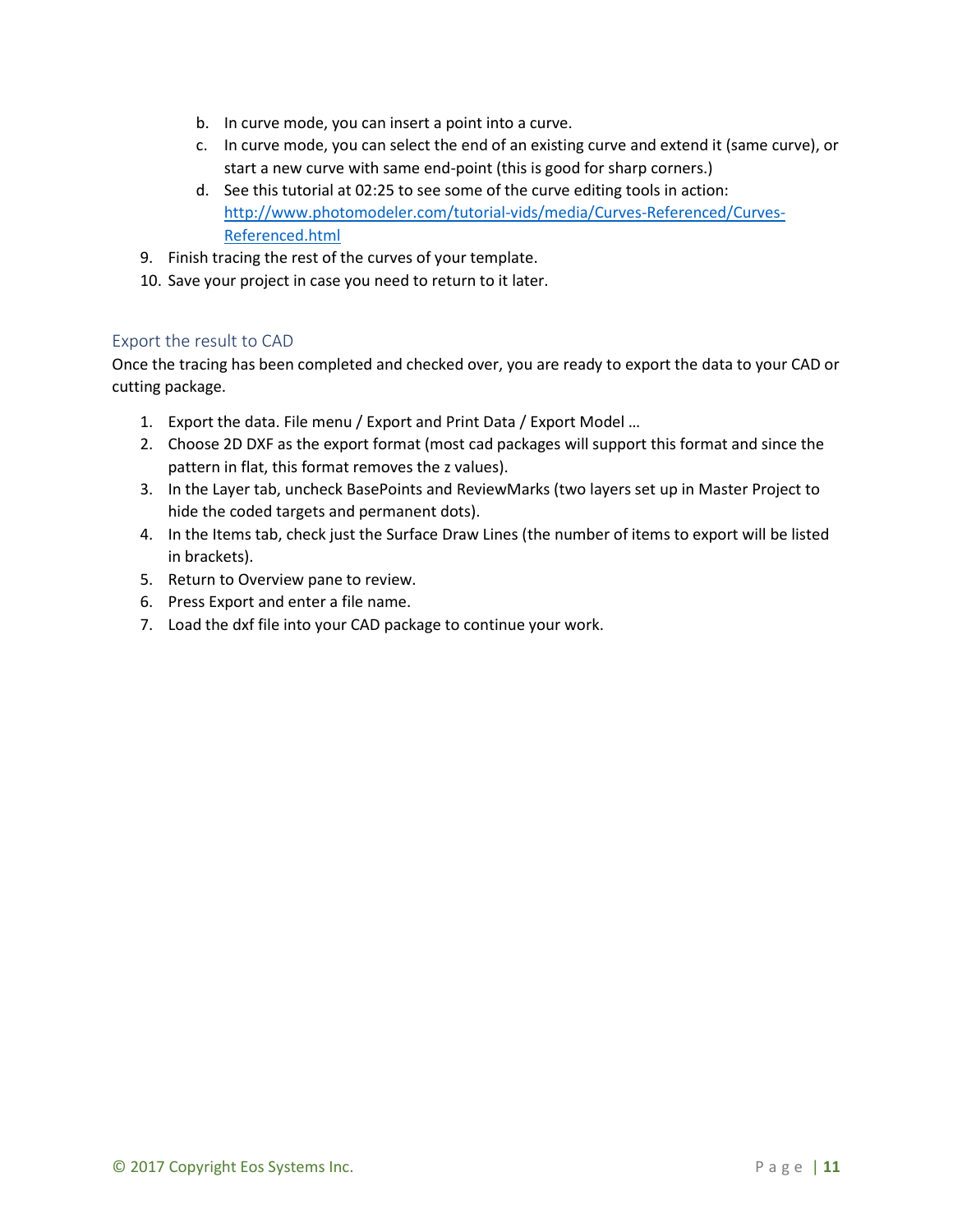b. In curve mode, you can insert a point into a curve.
   c. In curve mode, you can select the end of an existing curve and extend it (same curve), or start a new curve with same end-point (this is good for sharp corners.)
   d. See this tutorial at 02:25 to see some of the curve editing tools in action: [http://www.photomodeler.com/tutorial-vids/media/Curves-Referenced/Curves-Referenced.html](http://www.photomodeler.com/tutorial-vids/media/Curves-Referenced/Curves-Referenced.html)

9. Finish tracing the rest of the curves of your template.
10. Save your project in case you need to return to it later.

## Export the result to CAD

Once the tracing has been completed and checked over, you are ready to export the data to your CAD or cutting package.

1. Export the data. File menu / Export and Print Data / Export Model …
2. Choose 2D DXF as the export format (most cad packages will support this format and since the pattern in flat, this format removes the z values).
3. In the Layer tab, uncheck BasePoints and ReviewMarks (two layers set up in Master Project to hide the coded targets and permanent dots).
4. In the Items tab, check just the Surface Draw Lines (the number of items to export will be listed in brackets).
5. Return to Overview pane to review.
6. Press Export and enter a file name.
7. Load the dxf file into your CAD package to continue your work.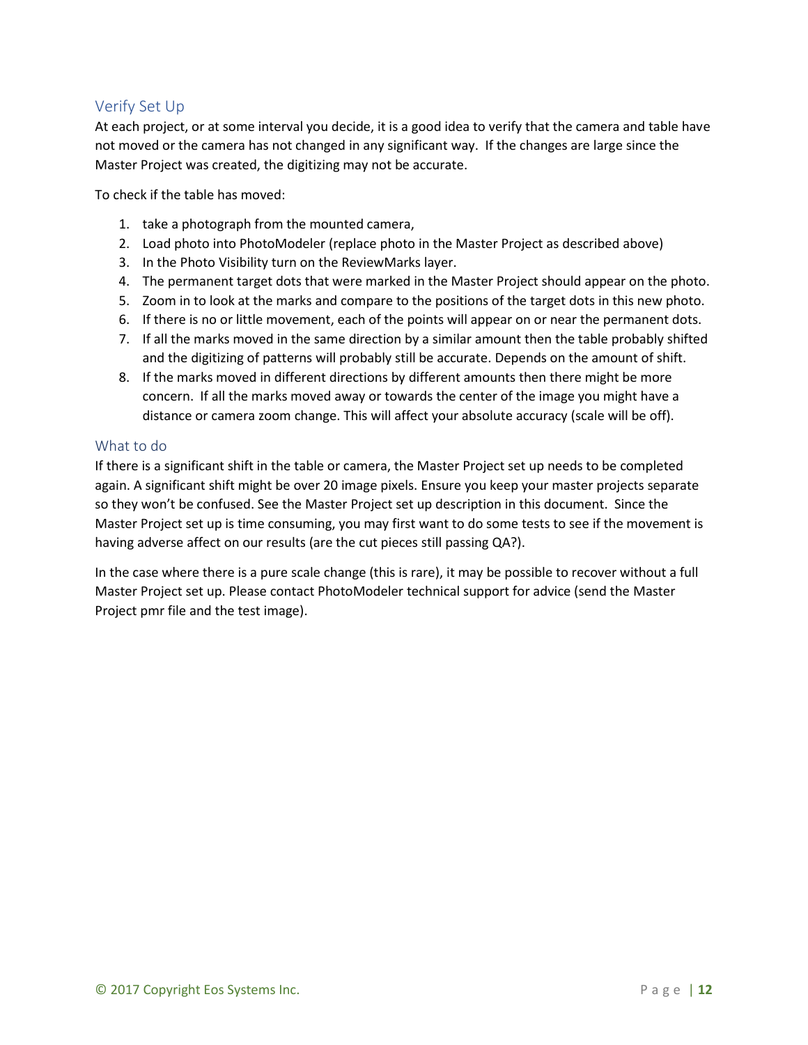## Verify Set Up

At each project, or at some interval you decide, it is a good idea to verify that the camera and table have not moved or the camera has not changed in any significant way. If the changes are large since the Master Project was created, the digitizing may not be accurate.

To check if the table has moved:

1. take a photograph from the mounted camera,
2. Load photo into PhotoModeler (replace photo in the Master Project as described above)
3. In the Photo Visibility turn on the ReviewMarks layer.
4. The permanent target dots that were marked in the Master Project should appear on the photo.
5. Zoom in to look at the marks and compare to the positions of the target dots in this new photo.
6. If there is no or little movement, each of the points will appear on or near the permanent dots.
7. If all the marks moved in the same direction by a similar amount then the table probably shifted and the digitizing of patterns will probably still be accurate. Depends on the amount of shift.
8. If the marks moved in different directions by different amounts then there might be more concern. If all the marks moved away or towards the center of the image you might have a distance or camera zoom change. This will affect your absolute accuracy (scale will be off).

## What to do

If there is a significant shift in the table or camera, the Master Project set up needs to be completed again. A significant shift might be over 20 image pixels. Ensure you keep your master projects separate so they won't be confused. See the Master Project set up description in this document. Since the Master Project set up is time consuming, you may first want to do some tests to see if the movement is having adverse affect on our results (are the cut pieces still passing QA?).

In the case where there is a pure scale change (this is rare), it may be possible to recover without a full Master Project set up. Please contact PhotoModeler technical support for advice (send the Master Project pmr file and the test image).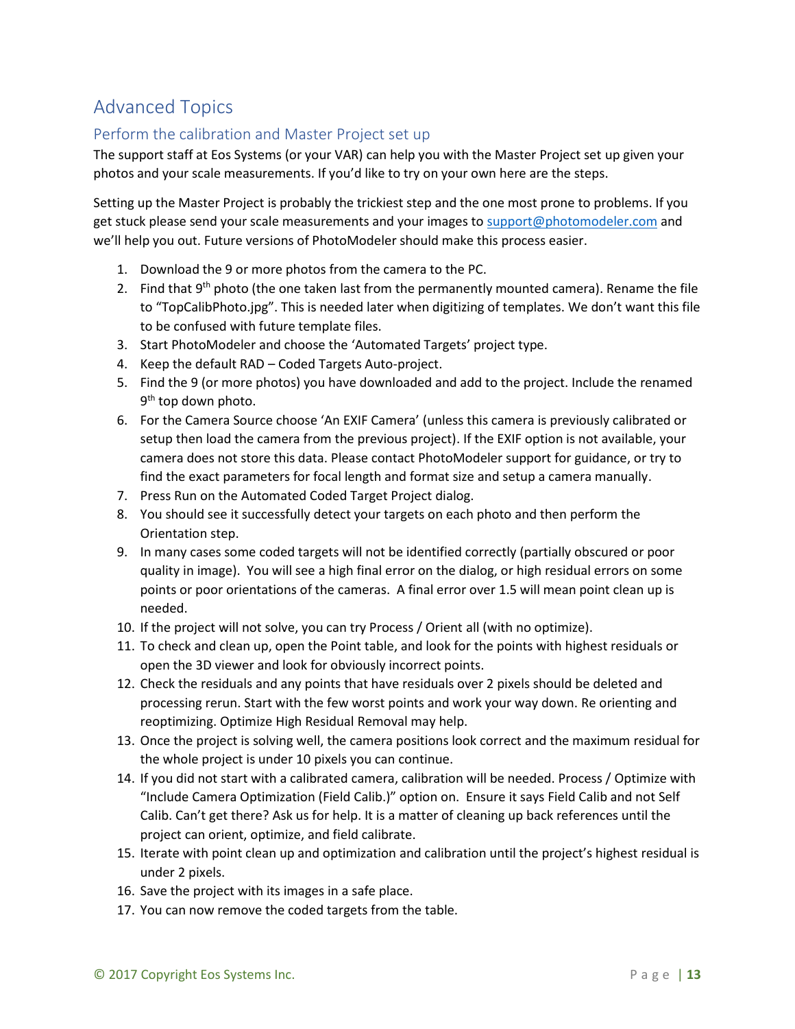# Advanced Topics

## Perform the calibration and Master Project set up

The support staff at Eos Systems (or your VAR) can help you with the Master Project set up given your photos and your scale measurements. If you'd like to try on your own here are the steps.

Setting up the Master Project is probably the trickiest step and the one most prone to problems. If you get stuck please send your scale measurements and your images to support@photomodeler.com and we'll help you out. Future versions of PhotoModeler should make this process easier.

1. Download the 9 or more photos from the camera to the PC.
2. Find that 9th photo (the one taken last from the permanently mounted camera). Rename the file to "TopCalibPhoto.jpg". This is needed later when digitizing of templates. We don't want this file to be confused with future template files.
3. Start PhotoModeler and choose the 'Automated Targets' project type.
4. Keep the default RAD – Coded Targets Auto-project.
5. Find the 9 (or more photos) you have downloaded and add to the project. Include the renamed 9th top down photo.
6. For the Camera Source choose 'An EXIF Camera' (unless this camera is previously calibrated or setup then load the camera from the previous project). If the EXIF option is not available, your camera does not store this data. Please contact PhotoModeler support for guidance, or try to find the exact parameters for focal length and format size and setup a camera manually.
7. Press Run on the Automated Coded Target Project dialog.
8. You should see it successfully detect your targets on each photo and then perform the Orientation step.
9. In many cases some coded targets will not be identified correctly (partially obscured or poor quality in image). You will see a high final error on the dialog, or high residual errors on some points or poor orientations of the cameras. A final error over 1.5 will mean point clean up is needed.
10. If the project will not solve, you can try Process / Orient all (with no optimize).
11. To check and clean up, open the Point table, and look for the points with highest residuals or open the 3D viewer and look for obviously incorrect points.
12. Check the residuals and any points that have residuals over 2 pixels should be deleted and processing rerun. Start with the few worst points and work your way down. Re orienting and reoptimizing. Optimize High Residual Removal may help.
13. Once the project is solving well, the camera positions look correct and the maximum residual for the whole project is under 10 pixels you can continue.
14. If you did not start with a calibrated camera, calibration will be needed. Process / Optimize with "Include Camera Optimization (Field Calib.)" option on. Ensure it says Field Calib and not Self Calib. Can't get there? Ask us for help. It is a matter of cleaning up back references until the project can orient, optimize, and field calibrate.
15. Iterate with point clean up and optimization and calibration until the project's highest residual is under 2 pixels.
16. Save the project with its images in a safe place.
17. You can now remove the coded targets from the table.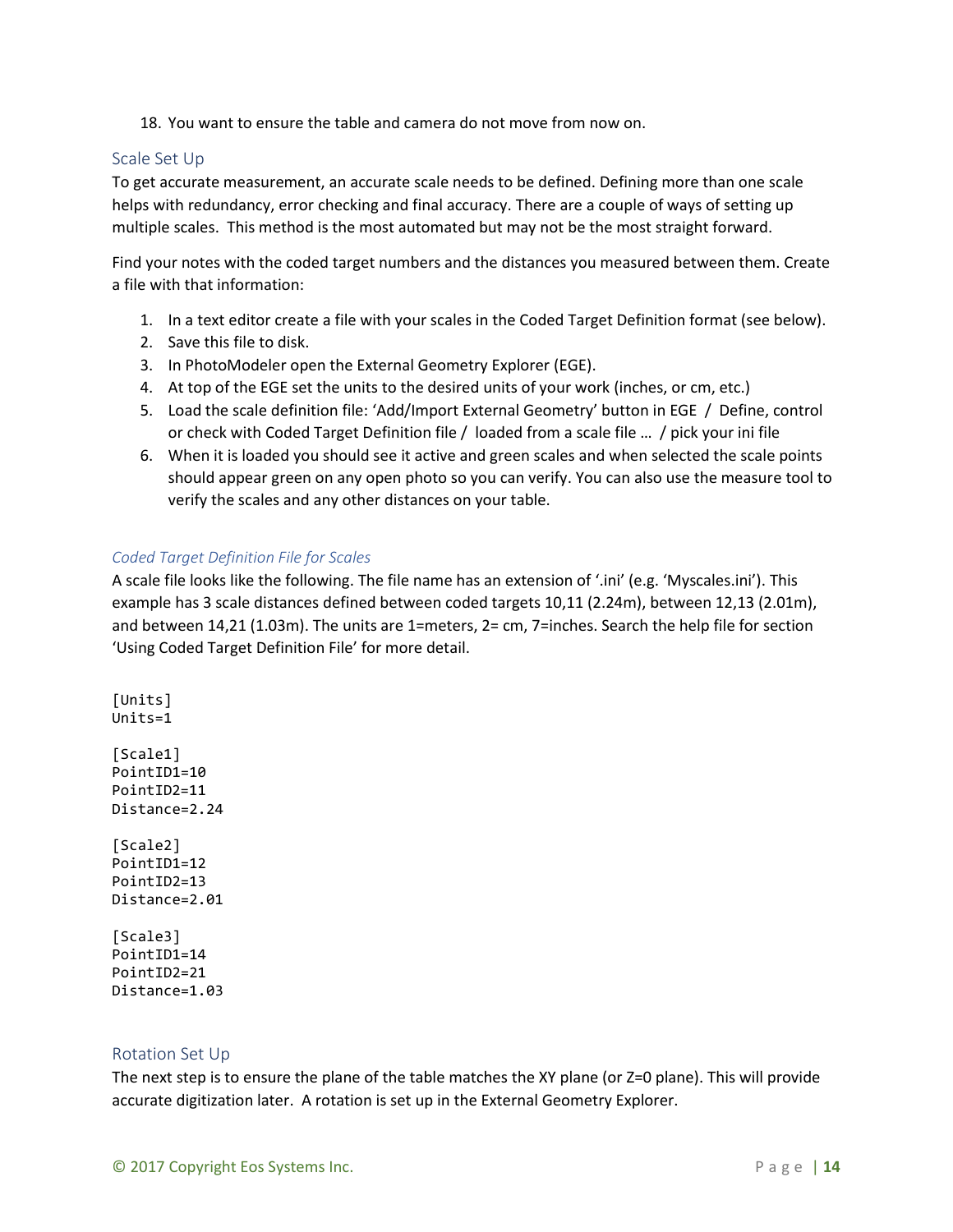18. You want to ensure the table and camera do not move from now on.

## Scale Set Up

To get accurate measurement, an accurate scale needs to be defined. Defining more than one scale helps with redundancy, error checking and final accuracy. There are a couple of ways of setting up multiple scales. This method is the most automated but may not be the most straight forward.

Find your notes with the coded target numbers and the distances you measured between them. Create a file with that information:

1. In a text editor create a file with your scales in the Coded Target Definition format (see below).
2. Save this file to disk.
3. In PhotoModeler open the External Geometry Explorer (EGE).
4. At top of the EGE set the units to the desired units of your work (inches, or cm, etc.)
5. Load the scale definition file: 'Add/Import External Geometry' button in EGE / Define, control or check with Coded Target Definition file / loaded from a scale file … / pick your ini file
6. When it is loaded you should see it active and green scales and when selected the scale points should appear green on any open photo so you can verify. You can also use the measure tool to verify the scales and any other distances on your table.

### *Coded Target Definition File for Scales*

A scale file looks like the following. The file name has an extension of '.ini' (e.g. 'Myscales.ini'). This example has 3 scale distances defined between coded targets 10,11 (2.24m), between 12,13 (2.01m), and between 14,21 (1.03m). The units are 1=meters, 2= cm, 7=inches. Search the help file for section 'Using Coded Target Definition File' for more detail.

```
[Units]
Units=1

[Scale1]
PointID1=10
PointID2=11
Distance=2.24

[Scale2]
PointID1=12
PointID2=13
Distance=2.01

[Scale3]
PointID1=14
PointID2=21
Distance=1.03
```

## Rotation Set Up

The next step is to ensure the plane of the table matches the XY plane (or Z=0 plane). This will provide accurate digitization later. A rotation is set up in the External Geometry Explorer.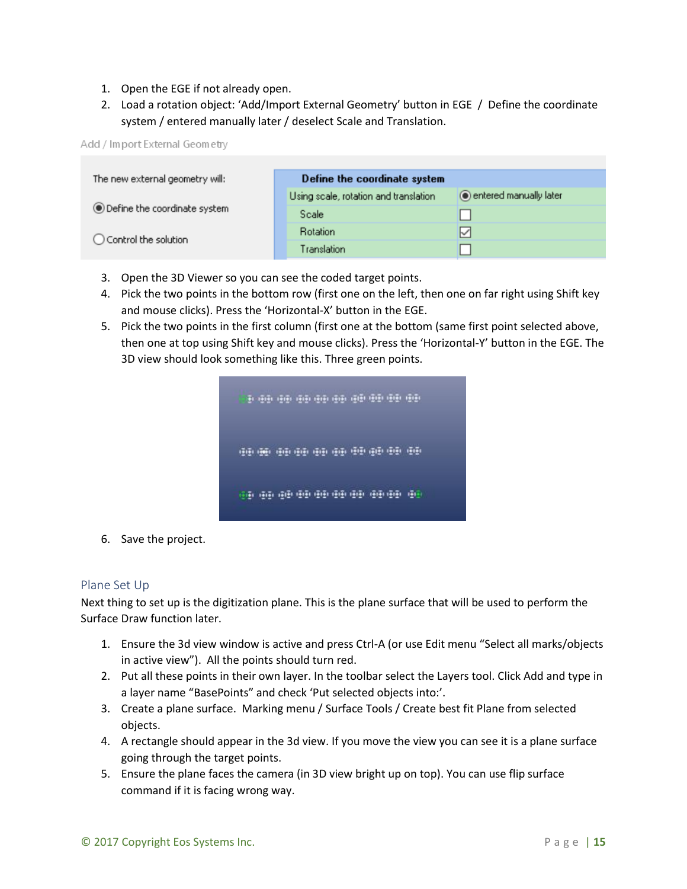1. Open the EGE if not already open.
2. Load a rotation object: 'Add/Import External Geometry' button in EGE / Define the coordinate system / entered manually later / deselect Scale and Translation.

Add / Import External Geometry

| The new external geometry will: | Define the coordinate system | |
|---|---|---|
| (•) Define the coordinate system | Using scale, rotation and translation | (•) entered manually later |
| ( ) Control the solution | Scale | ☐ |
| | Rotation | ☑ |
| | Translation | ☐ |

3. Open the 3D Viewer so you can see the coded target points.
4. Pick the two points in the bottom row (first one on the left, then one on far right using Shift key and mouse clicks). Press the 'Horizontal-X' button in the EGE.
5. Pick the two points in the first column (first one at the bottom (same first point selected above, then one at top using Shift key and mouse clicks). Press the 'Horizontal-Y' button in the EGE. The 3D view should look something like this. Three green points.
6. Save the project.

## Plane Set Up

Next thing to set up is the digitization plane. This is the plane surface that will be used to perform the Surface Draw function later.

1. Ensure the 3d view window is active and press Ctrl-A (or use Edit menu "Select all marks/objects in active view"). All the points should turn red.
2. Put all these points in their own layer. In the toolbar select the Layers tool. Click Add and type in a layer name "BasePoints" and check 'Put selected objects into:'.
3. Create a plane surface. Marking menu / Surface Tools / Create best fit Plane from selected objects.
4. A rectangle should appear in the 3d view. If you move the view you can see it is a plane surface going through the target points.
5. Ensure the plane faces the camera (in 3D view bright up on top). You can use flip surface command if it is facing wrong way.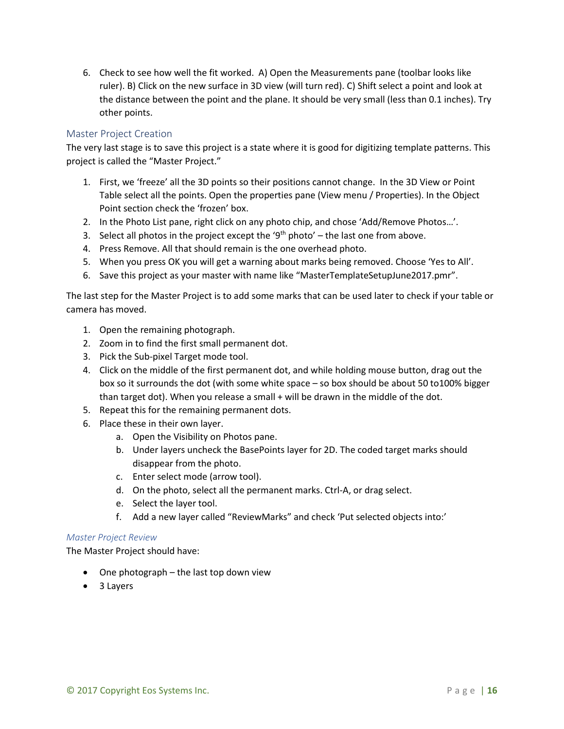6. Check to see how well the fit worked. A) Open the Measurements pane (toolbar looks like ruler). B) Click on the new surface in 3D view (will turn red). C) Shift select a point and look at the distance between the point and the plane. It should be very small (less than 0.1 inches). Try other points.

## Master Project Creation

The very last stage is to save this project is a state where it is good for digitizing template patterns. This project is called the "Master Project."

1. First, we 'freeze' all the 3D points so their positions cannot change. In the 3D View or Point Table select all the points. Open the properties pane (View menu / Properties). In the Object Point section check the 'frozen' box.
2. In the Photo List pane, right click on any photo chip, and chose 'Add/Remove Photos…'.
3. Select all photos in the project except the '9th photo' – the last one from above.
4. Press Remove. All that should remain is the one overhead photo.
5. When you press OK you will get a warning about marks being removed. Choose 'Yes to All'.
6. Save this project as your master with name like "MasterTemplateSetupJune2017.pmr".

The last step for the Master Project is to add some marks that can be used later to check if your table or camera has moved.

1. Open the remaining photograph.
2. Zoom in to find the first small permanent dot.
3. Pick the Sub-pixel Target mode tool.
4. Click on the middle of the first permanent dot, and while holding mouse button, drag out the box so it surrounds the dot (with some white space – so box should be about 50 to100% bigger than target dot). When you release a small + will be drawn in the middle of the dot.
5. Repeat this for the remaining permanent dots.
6. Place these in their own layer.
   a. Open the Visibility on Photos pane.
   b. Under layers uncheck the BasePoints layer for 2D. The coded target marks should disappear from the photo.
   c. Enter select mode (arrow tool).
   d. On the photo, select all the permanent marks. Ctrl-A, or drag select.
   e. Select the layer tool.
   f. Add a new layer called "ReviewMarks" and check 'Put selected objects into:'

### *Master Project Review*

The Master Project should have:

- One photograph – the last top down view
- 3 Layers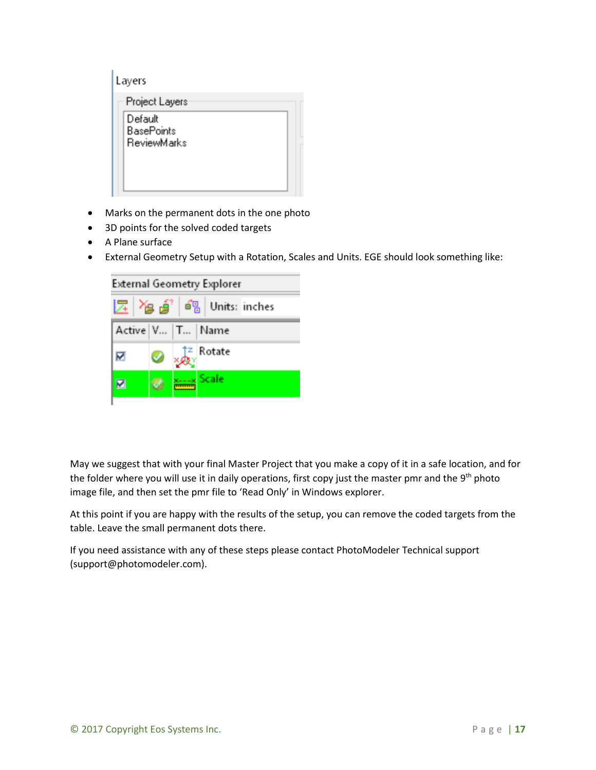- Marks on the permanent dots in the one photo
- 3D points for the solved coded targets
- A Plane surface
- External Geometry Setup with a Rotation, Scales and Units. EGE should look something like:

May we suggest that with your final Master Project that you make a copy of it in a safe location, and for the folder where you will use it in daily operations, first copy just the master pmr and the 9th photo image file, and then set the pmr file to 'Read Only' in Windows explorer.

At this point if you are happy with the results of the setup, you can remove the coded targets from the table. Leave the small permanent dots there.

If you need assistance with any of these steps please contact PhotoModeler Technical support (support@photomodeler.com).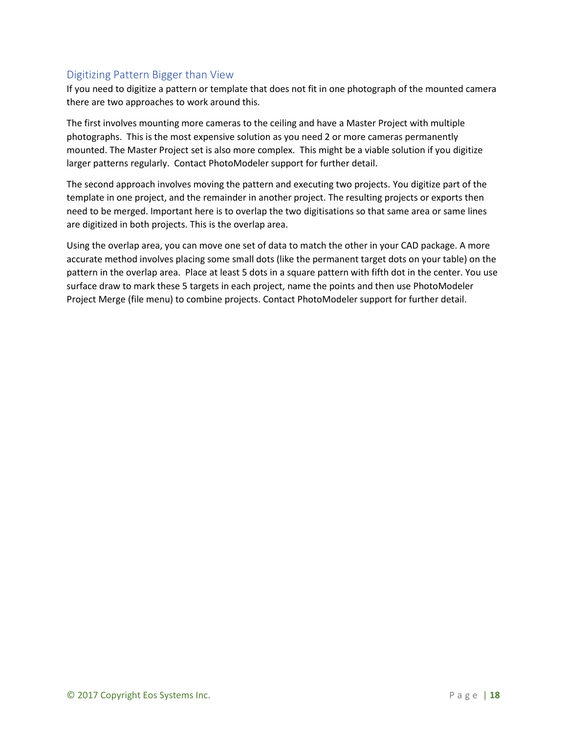## Digitizing Pattern Bigger than View

If you need to digitize a pattern or template that does not fit in one photograph of the mounted camera there are two approaches to work around this.

The first involves mounting more cameras to the ceiling and have a Master Project with multiple photographs. This is the most expensive solution as you need 2 or more cameras permanently mounted. The Master Project set is also more complex. This might be a viable solution if you digitize larger patterns regularly. Contact PhotoModeler support for further detail.

The second approach involves moving the pattern and executing two projects. You digitize part of the template in one project, and the remainder in another project. The resulting projects or exports then need to be merged. Important here is to overlap the two digitisations so that same area or same lines are digitized in both projects. This is the overlap area.

Using the overlap area, you can move one set of data to match the other in your CAD package. A more accurate method involves placing some small dots (like the permanent target dots on your table) on the pattern in the overlap area. Place at least 5 dots in a square pattern with fifth dot in the center. You use surface draw to mark these 5 targets in each project, name the points and then use PhotoModeler Project Merge (file menu) to combine projects. Contact PhotoModeler support for further detail.